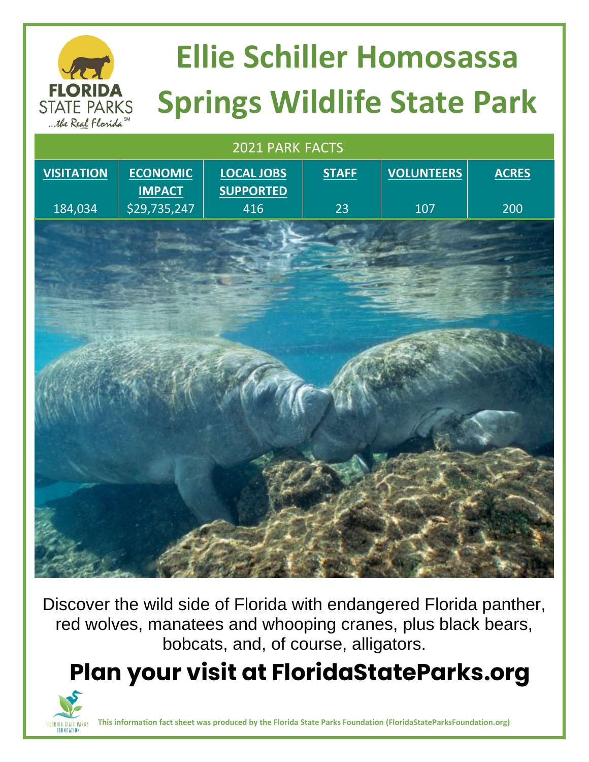# Ellie Schiller Homosassa Springs Wildlife State Park

| 2021 PARK FACTS | | | | | |
|---|---|---|---|---|---|
| **VISITATION** | **ECONOMIC IMPACT** | **LOCAL JOBS SUPPORTED** | **STAFF** | **VOLUNTEERS** | **ACRES** |
| 184,034 | $29,735,247 | 416 | 23 | 107 | 200 |

Discover the wild side of Florida with endangered Florida panther, red wolves, manatees and whooping cranes, plus black bears, bobcats, and, of course, alligators.

## Plan your visit at FloridaStateParks.org

**This information fact sheet was produced by the Florida State Parks Foundation (FloridaStateParksFoundation.org)**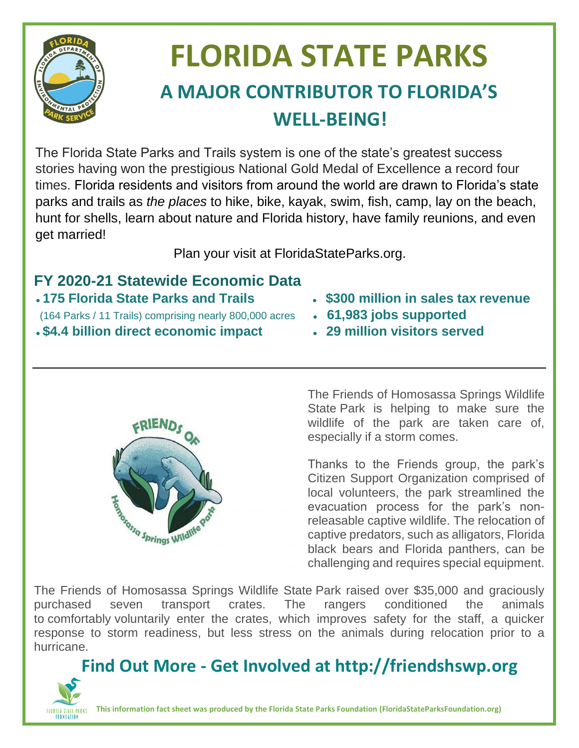# FLORIDA STATE PARKS

## A MAJOR CONTRIBUTOR TO FLORIDA'S WELL-BEING!

The Florida State Parks and Trails system is one of the state's greatest success stories having won the prestigious National Gold Medal of Excellence a record four times. Florida residents and visitors from around the world are drawn to Florida's state parks and trails as *the places* to hike, bike, kayak, swim, fish, camp, lay on the beach, hunt for shells, learn about nature and Florida history, have family reunions, and even get married!

Plan your visit at FloridaStateParks.org.

### FY 2020-21 Statewide Economic Data

- **175 Florida State Parks and Trails**
  (164 Parks / 11 Trails) comprising nearly 800,000 acres
- **$4.4 billion direct economic impact**
- **$300 million in sales tax revenue**
- **61,983 jobs supported**
- **29 million visitors served**

---

The Friends of Homosassa Springs Wildlife State Park is helping to make sure the wildlife of the park are taken care of, especially if a storm comes.

Thanks to the Friends group, the park's Citizen Support Organization comprised of local volunteers, the park streamlined the evacuation process for the park's non-releasable captive wildlife. The relocation of captive predators, such as alligators, Florida black bears and Florida panthers, can be challenging and requires special equipment.

The Friends of Homosassa Springs Wildlife State Park raised over $35,000 and graciously purchased seven transport crates. The rangers conditioned the animals to comfortably voluntarily enter the crates, which improves safety for the staff, a quicker response to storm readiness, but less stress on the animals during relocation prior to a hurricane.

## Find Out More - Get Involved at http://friendshswp.org

**This information fact sheet was produced by the Florida State Parks Foundation (FloridaStateParksFoundation.org)**